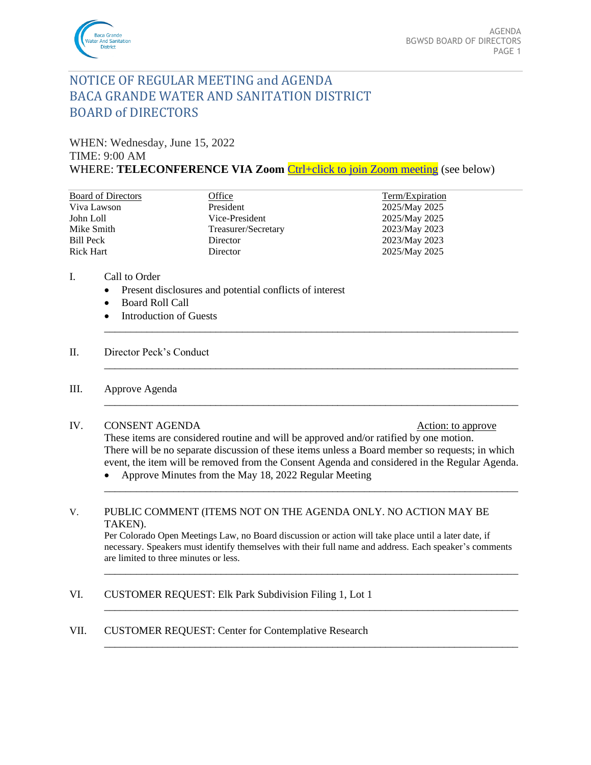# NOTICE OF REGULAR MEETING and AGENDA
# BACA GRANDE WATER AND SANITATION DISTRICT
# BOARD of DIRECTORS

WHEN: Wednesday, June 15, 2022
TIME: 9:00 AM
WHERE: **TELECONFERENCE VIA Zoom** Ctrl+click to join Zoom meeting (see below)

| Board of Directors | Office | Term/Expiration |
|---|---|---|
| Viva Lawson | President | 2025/May 2025 |
| John Loll | Vice-President | 2025/May 2025 |
| Mike Smith | Treasurer/Secretary | 2023/May 2023 |
| Bill Peck | Director | 2023/May 2023 |
| Rick Hart | Director | 2025/May 2025 |

I. Call to Order
- Present disclosures and potential conflicts of interest
- Board Roll Call
- Introduction of Guests

II. Director Peck's Conduct

III. Approve Agenda

IV. CONSENT AGENDA — Action: to approve

These items are considered routine and will be approved and/or ratified by one motion. There will be no separate discussion of these items unless a Board member so requests; in which event, the item will be removed from the Consent Agenda and considered in the Regular Agenda.
- Approve Minutes from the May 18, 2022 Regular Meeting

V. PUBLIC COMMENT (ITEMS NOT ON THE AGENDA ONLY. NO ACTION MAY BE TAKEN).

Per Colorado Open Meetings Law, no Board discussion or action will take place until a later date, if necessary. Speakers must identify themselves with their full name and address. Each speaker's comments are limited to three minutes or less.

VI. CUSTOMER REQUEST: Elk Park Subdivision Filing 1, Lot 1

VII. CUSTOMER REQUEST: Center for Contemplative Research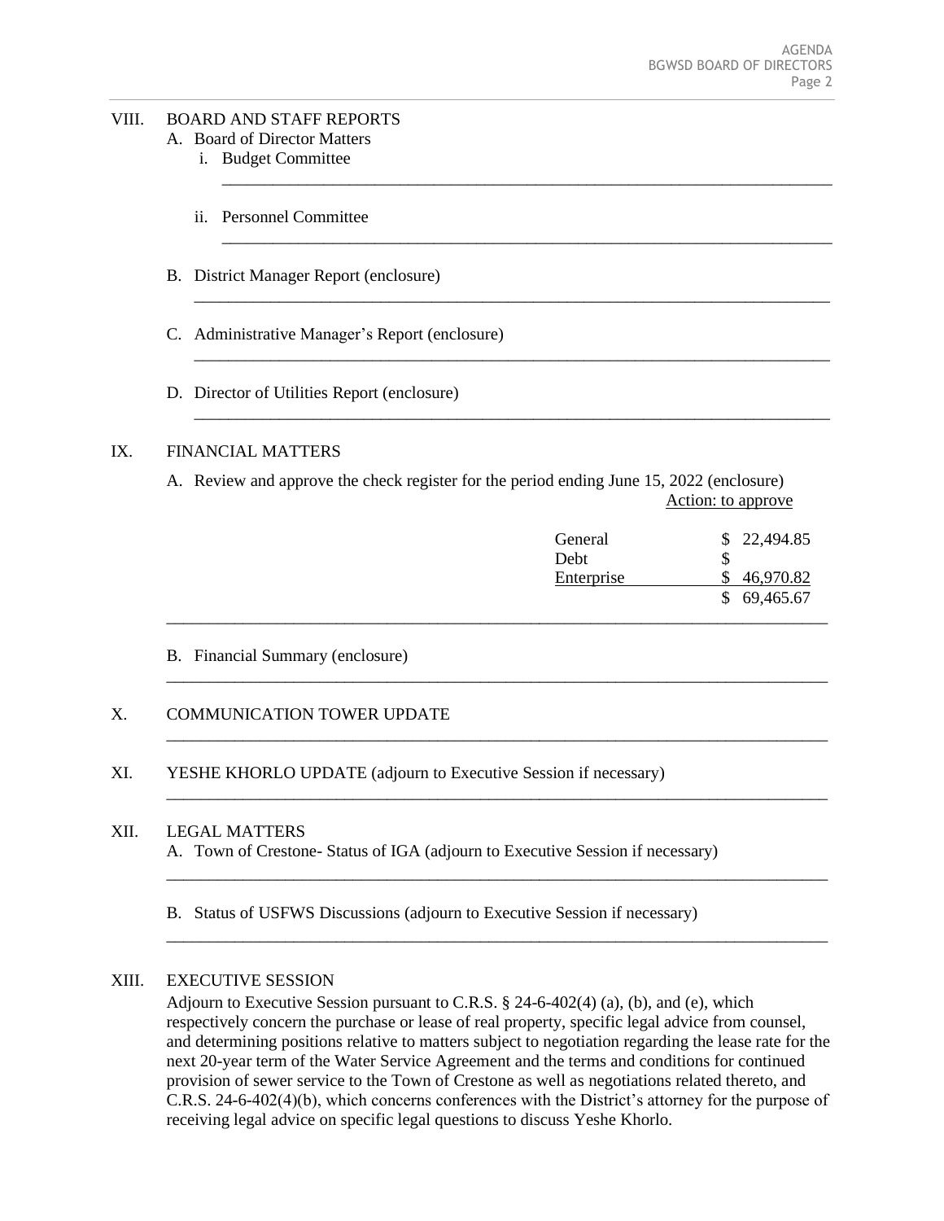## VIII. BOARD AND STAFF REPORTS

A. Board of Director Matters

   i. Budget Committee

   ii. Personnel Committee

B. District Manager Report (enclosure)

C. Administrative Manager's Report (enclosure)

D. Director of Utilities Report (enclosure)

## IX. FINANCIAL MATTERS

A. Review and approve the check register for the period ending June 15, 2022 (enclosure)

Action: to approve

| | |
|---|---|
| General | $ 22,494.85 |
| Debt | $ |
| Enterprise | $ 46,970.82 |
| | $ 69,465.67 |

B. Financial Summary (enclosure)

## X. COMMUNICATION TOWER UPDATE

## XI. YESHE KHORLO UPDATE (adjourn to Executive Session if necessary)

## XII. LEGAL MATTERS

A. Town of Crestone- Status of IGA (adjourn to Executive Session if necessary)

B. Status of USFWS Discussions (adjourn to Executive Session if necessary)

## XIII. EXECUTIVE SESSION

Adjourn to Executive Session pursuant to C.R.S. § 24-6-402(4) (a), (b), and (e), which respectively concern the purchase or lease of real property, specific legal advice from counsel, and determining positions relative to matters subject to negotiation regarding the lease rate for the next 20-year term of the Water Service Agreement and the terms and conditions for continued provision of sewer service to the Town of Crestone as well as negotiations related thereto, and C.R.S. 24-6-402(4)(b), which concerns conferences with the District's attorney for the purpose of receiving legal advice on specific legal questions to discuss Yeshe Khorlo.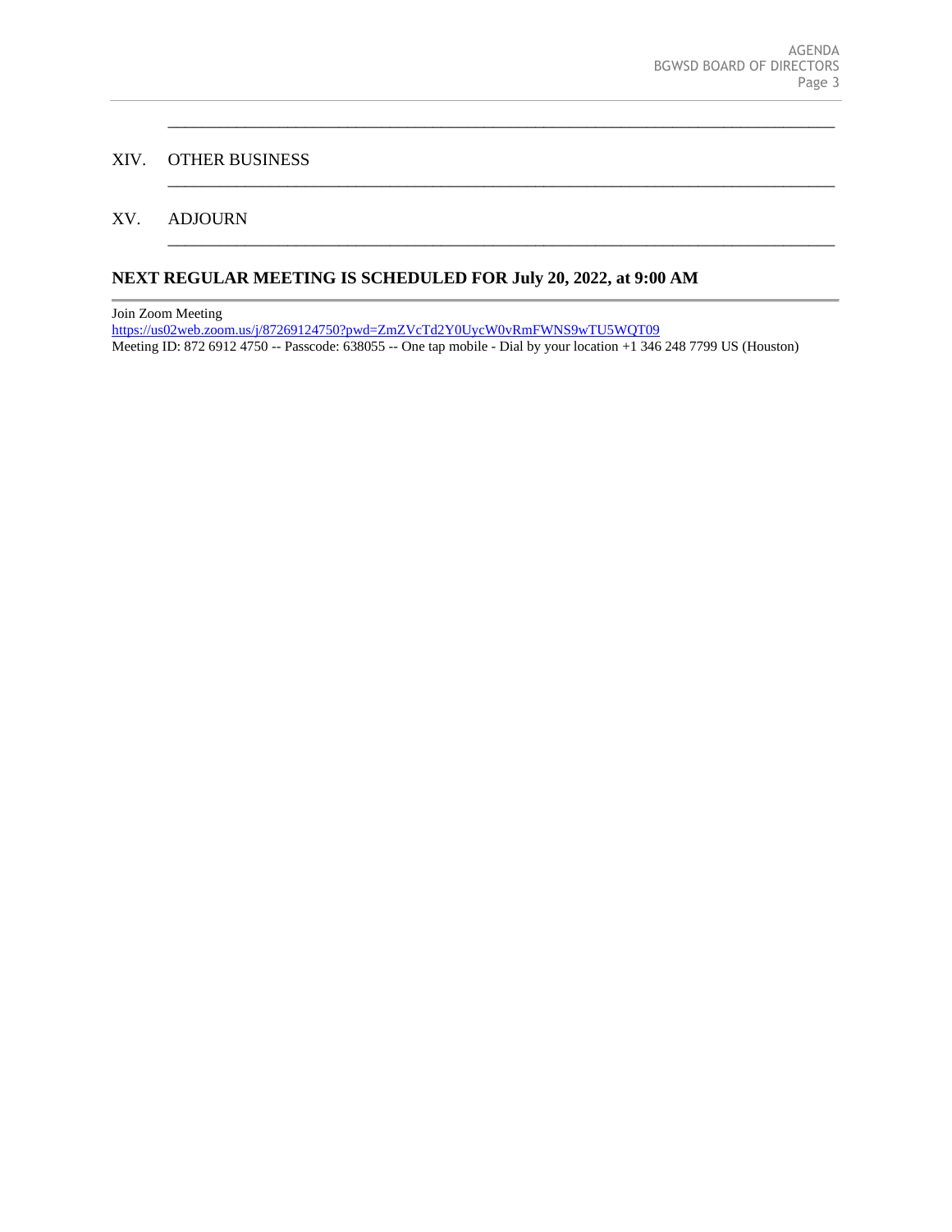XIV. OTHER BUSINESS

XV. ADJOURN

**NEXT REGULAR MEETING IS SCHEDULED FOR July 20, 2022, at 9:00 AM**

Join Zoom Meeting
https://us02web.zoom.us/j/87269124750?pwd=ZmZVcTd2Y0UycW0vRmFWNS9wTU5WQT09
Meeting ID: 872 6912 4750 -- Passcode: 638055 -- One tap mobile - Dial by your location +1 346 248 7799 US (Houston)